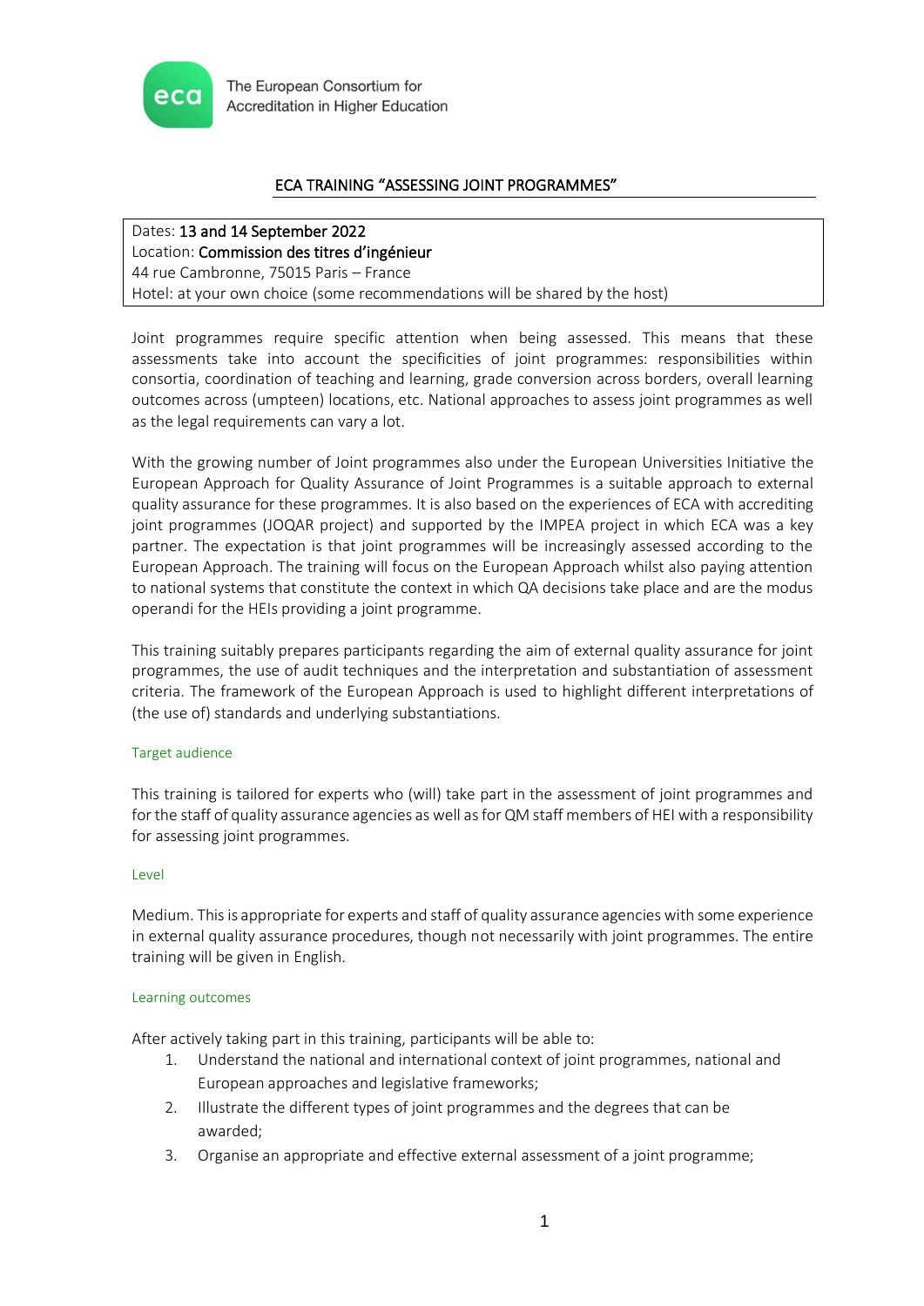The European Consortium for Accreditation in Higher Education

# ECA TRAINING "ASSESSING JOINT PROGRAMMES"

Dates: **13 and 14 September 2022**
Location: **Commission des titres d'ingénieur**
44 rue Cambronne, 75015 Paris – France
Hotel: at your own choice (some recommendations will be shared by the host)

Joint programmes require specific attention when being assessed. This means that these assessments take into account the specificities of joint programmes: responsibilities within consortia, coordination of teaching and learning, grade conversion across borders, overall learning outcomes across (umpteen) locations, etc. National approaches to assess joint programmes as well as the legal requirements can vary a lot.

With the growing number of Joint programmes also under the European Universities Initiative the European Approach for Quality Assurance of Joint Programmes is a suitable approach to external quality assurance for these programmes. It is also based on the experiences of ECA with accrediting joint programmes (JOQAR project) and supported by the IMPEA project in which ECA was a key partner. The expectation is that joint programmes will be increasingly assessed according to the European Approach. The training will focus on the European Approach whilst also paying attention to national systems that constitute the context in which QA decisions take place and are the modus operandi for the HEIs providing a joint programme.

This training suitably prepares participants regarding the aim of external quality assurance for joint programmes, the use of audit techniques and the interpretation and substantiation of assessment criteria. The framework of the European Approach is used to highlight different interpretations of (the use of) standards and underlying substantiations.

## Target audience

This training is tailored for experts who (will) take part in the assessment of joint programmes and for the staff of quality assurance agencies as well as for QM staff members of HEI with a responsibility for assessing joint programmes.

## Level

Medium. This is appropriate for experts and staff of quality assurance agencies with some experience in external quality assurance procedures, though not necessarily with joint programmes. The entire training will be given in English.

## Learning outcomes

After actively taking part in this training, participants will be able to:

1. Understand the national and international context of joint programmes, national and European approaches and legislative frameworks;
2. Illustrate the different types of joint programmes and the degrees that can be awarded;
3. Organise an appropriate and effective external assessment of a joint programme;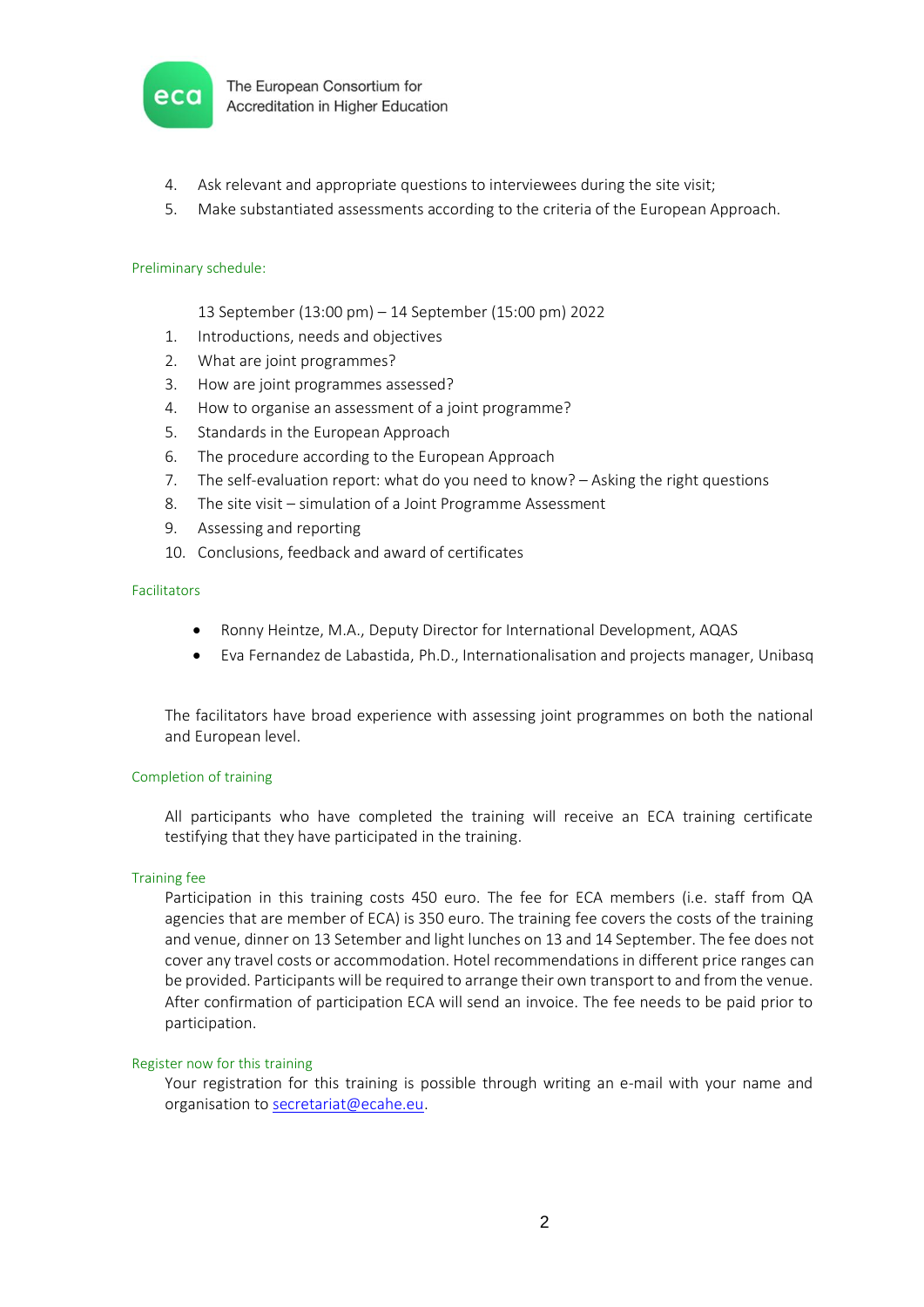4. Ask relevant and appropriate questions to interviewees during the site visit;
5. Make substantiated assessments according to the criteria of the European Approach.

### Preliminary schedule:

13 September (13:00 pm) – 14 September (15:00 pm) 2022

1. Introductions, needs and objectives
2. What are joint programmes?
3. How are joint programmes assessed?
4. How to organise an assessment of a joint programme?
5. Standards in the European Approach
6. The procedure according to the European Approach
7. The self-evaluation report: what do you need to know? – Asking the right questions
8. The site visit – simulation of a Joint Programme Assessment
9. Assessing and reporting
10. Conclusions, feedback and award of certificates

### Facilitators

- Ronny Heintze, M.A., Deputy Director for International Development, AQAS
- Eva Fernandez de Labastida, Ph.D., Internationalisation and projects manager, Unibasq

The facilitators have broad experience with assessing joint programmes on both the national and European level.

### Completion of training

All participants who have completed the training will receive an ECA training certificate testifying that they have participated in the training.

### Training fee

Participation in this training costs 450 euro. The fee for ECA members (i.e. staff from QA agencies that are member of ECA) is 350 euro. The training fee covers the costs of the training and venue, dinner on 13 Setember and light lunches on 13 and 14 September. The fee does not cover any travel costs or accommodation. Hotel recommendations in different price ranges can be provided. Participants will be required to arrange their own transport to and from the venue. After confirmation of participation ECA will send an invoice. The fee needs to be paid prior to participation.

### Register now for this training

Your registration for this training is possible through writing an e-mail with your name and organisation to secretariat@ecahe.eu.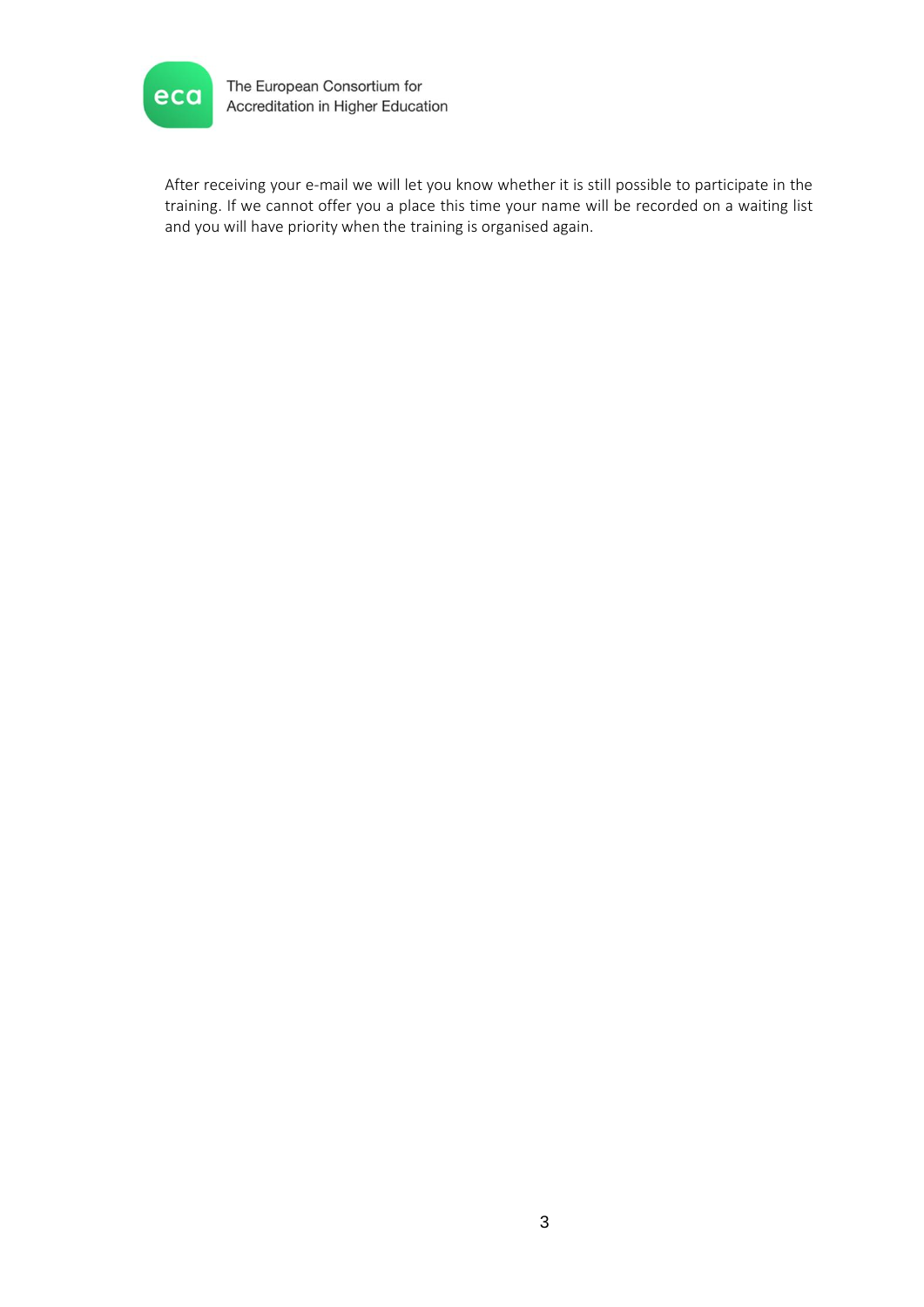After receiving your e-mail we will let you know whether it is still possible to participate in the training. If we cannot offer you a place this time your name will be recorded on a waiting list and you will have priority when the training is organised again.